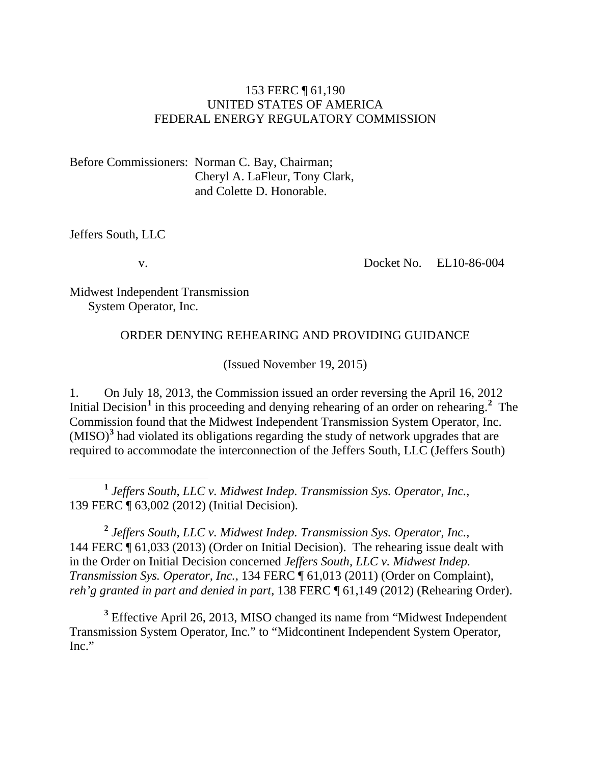153 FERC ¶ 61,190
UNITED STATES OF AMERICA
FEDERAL ENERGY REGULATORY COMMISSION

Before Commissioners: Norman C. Bay, Chairman;
Cheryl A. LaFleur, Tony Clark,
and Colette D. Honorable.

Jeffers South, LLC

v. Docket No. EL10-86-004

Midwest Independent Transmission
System Operator, Inc.

ORDER DENYING REHEARING AND PROVIDING GUIDANCE

(Issued November 19, 2015)

1. On July 18, 2013, the Commission issued an order reversing the April 16, 2012 Initial Decision[1] in this proceeding and denying rehearing of an order on rehearing.[2] The Commission found that the Midwest Independent Transmission System Operator, Inc. (MISO)[3] had violated its obligations regarding the study of network upgrades that are required to accommodate the interconnection of the Jeffers South, LLC (Jeffers South)

[1] *Jeffers South, LLC v. Midwest Indep. Transmission Sys. Operator, Inc.*, 139 FERC ¶ 63,002 (2012) (Initial Decision).

[2] *Jeffers South, LLC v. Midwest Indep. Transmission Sys. Operator, Inc.*, 144 FERC ¶ 61,033 (2013) (Order on Initial Decision). The rehearing issue dealt with in the Order on Initial Decision concerned *Jeffers South, LLC v. Midwest Indep. Transmission Sys. Operator, Inc.*, 134 FERC ¶ 61,013 (2011) (Order on Complaint), *reh'g granted in part and denied in part*, 138 FERC ¶ 61,149 (2012) (Rehearing Order).

[3] Effective April 26, 2013, MISO changed its name from "Midwest Independent Transmission System Operator, Inc." to "Midcontinent Independent System Operator, Inc."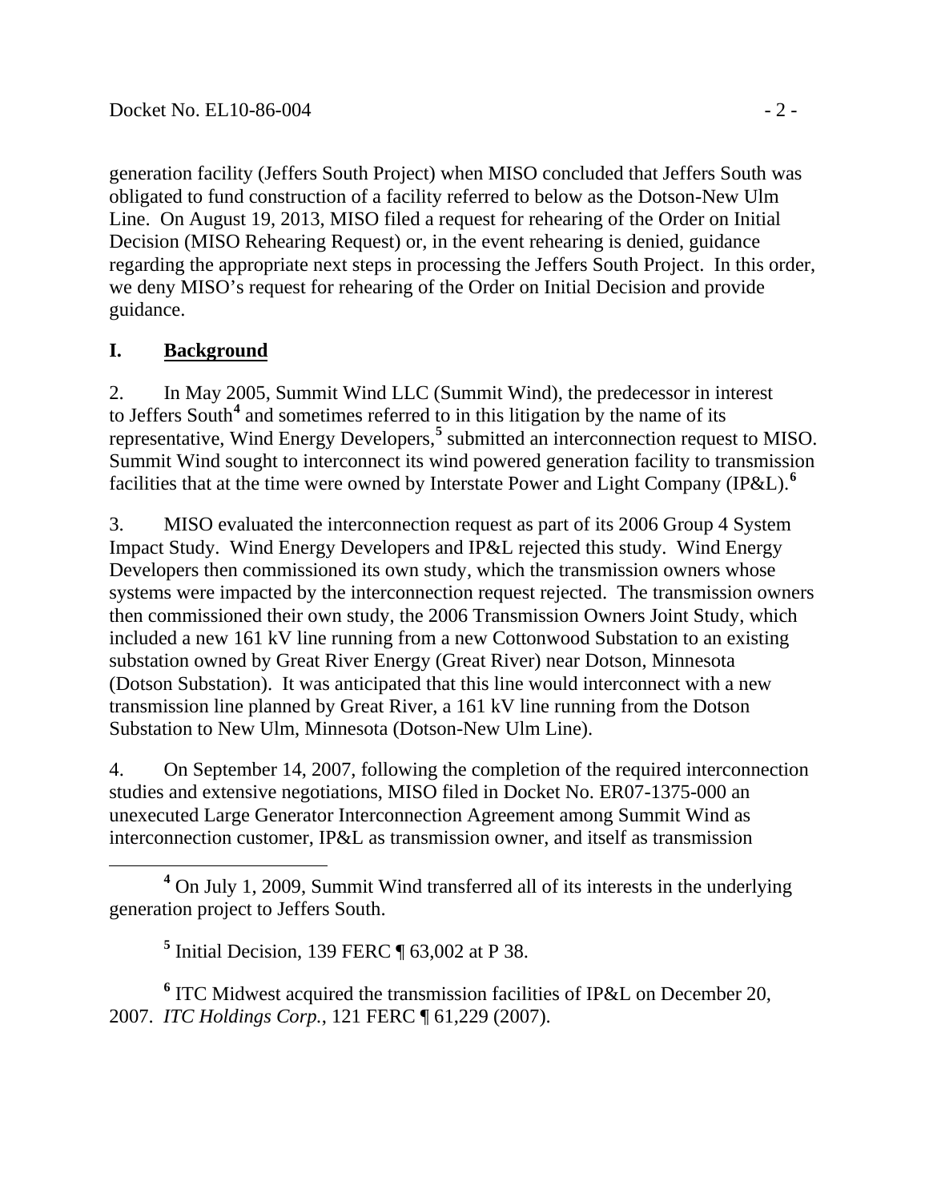generation facility (Jeffers South Project) when MISO concluded that Jeffers South was obligated to fund construction of a facility referred to below as the Dotson-New Ulm Line. On August 19, 2013, MISO filed a request for rehearing of the Order on Initial Decision (MISO Rehearing Request) or, in the event rehearing is denied, guidance regarding the appropriate next steps in processing the Jeffers South Project. In this order, we deny MISO's request for rehearing of the Order on Initial Decision and provide guidance.

## I. Background

2. In May 2005, Summit Wind LLC (Summit Wind), the predecessor in interest to Jeffers South[4] and sometimes referred to in this litigation by the name of its representative, Wind Energy Developers,[5] submitted an interconnection request to MISO. Summit Wind sought to interconnect its wind powered generation facility to transmission facilities that at the time were owned by Interstate Power and Light Company (IP&L).[6]

3. MISO evaluated the interconnection request as part of its 2006 Group 4 System Impact Study. Wind Energy Developers and IP&L rejected this study. Wind Energy Developers then commissioned its own study, which the transmission owners whose systems were impacted by the interconnection request rejected. The transmission owners then commissioned their own study, the 2006 Transmission Owners Joint Study, which included a new 161 kV line running from a new Cottonwood Substation to an existing substation owned by Great River Energy (Great River) near Dotson, Minnesota (Dotson Substation). It was anticipated that this line would interconnect with a new transmission line planned by Great River, a 161 kV line running from the Dotson Substation to New Ulm, Minnesota (Dotson-New Ulm Line).

4. On September 14, 2007, following the completion of the required interconnection studies and extensive negotiations, MISO filed in Docket No. ER07-1375-000 an unexecuted Large Generator Interconnection Agreement among Summit Wind as interconnection customer, IP&L as transmission owner, and itself as transmission

---

[4] On July 1, 2009, Summit Wind transferred all of its interests in the underlying generation project to Jeffers South.

[5] Initial Decision, 139 FERC ¶ 63,002 at P 38.

[6] ITC Midwest acquired the transmission facilities of IP&L on December 20, 2007. *ITC Holdings Corp.*, 121 FERC ¶ 61,229 (2007).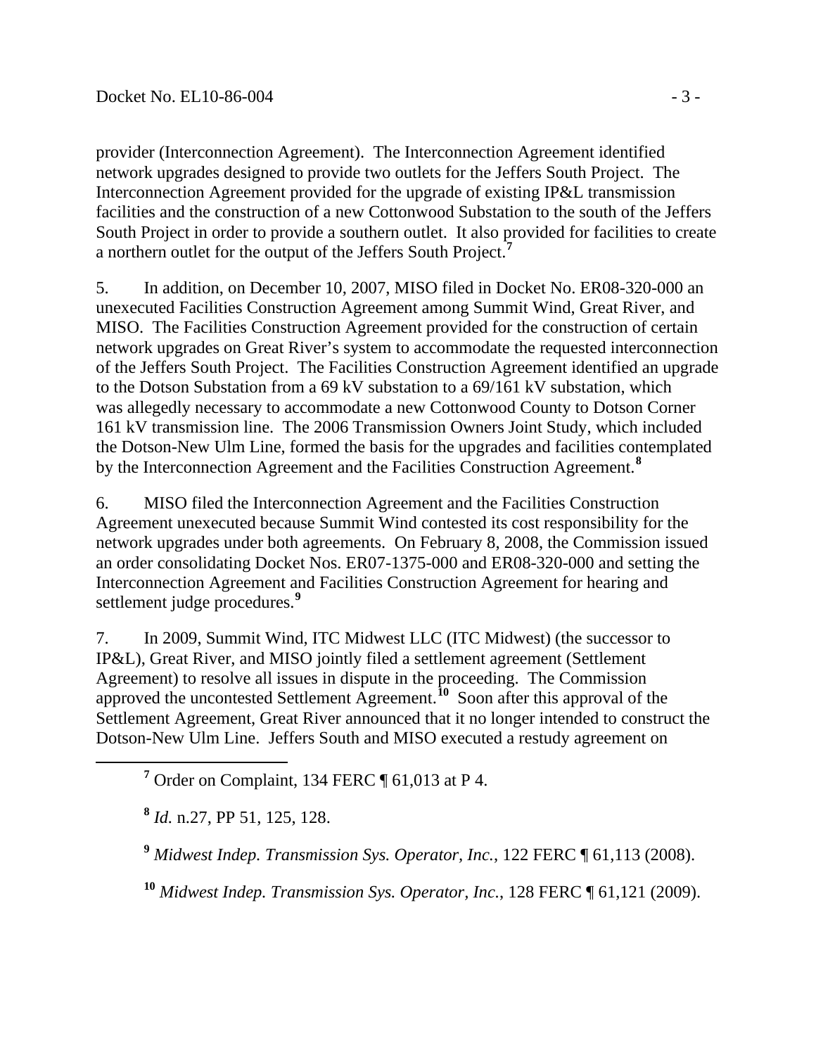provider (Interconnection Agreement). The Interconnection Agreement identified network upgrades designed to provide two outlets for the Jeffers South Project. The Interconnection Agreement provided for the upgrade of existing IP&L transmission facilities and the construction of a new Cottonwood Substation to the south of the Jeffers South Project in order to provide a southern outlet. It also provided for facilities to create a northern outlet for the output of the Jeffers South Project.[7]

5. In addition, on December 10, 2007, MISO filed in Docket No. ER08-320-000 an unexecuted Facilities Construction Agreement among Summit Wind, Great River, and MISO. The Facilities Construction Agreement provided for the construction of certain network upgrades on Great River's system to accommodate the requested interconnection of the Jeffers South Project. The Facilities Construction Agreement identified an upgrade to the Dotson Substation from a 69 kV substation to a 69/161 kV substation, which was allegedly necessary to accommodate a new Cottonwood County to Dotson Corner 161 kV transmission line. The 2006 Transmission Owners Joint Study, which included the Dotson-New Ulm Line, formed the basis for the upgrades and facilities contemplated by the Interconnection Agreement and the Facilities Construction Agreement.[8]

6. MISO filed the Interconnection Agreement and the Facilities Construction Agreement unexecuted because Summit Wind contested its cost responsibility for the network upgrades under both agreements. On February 8, 2008, the Commission issued an order consolidating Docket Nos. ER07-1375-000 and ER08-320-000 and setting the Interconnection Agreement and Facilities Construction Agreement for hearing and settlement judge procedures.[9]

7. In 2009, Summit Wind, ITC Midwest LLC (ITC Midwest) (the successor to IP&L), Great River, and MISO jointly filed a settlement agreement (Settlement Agreement) to resolve all issues in dispute in the proceeding. The Commission approved the uncontested Settlement Agreement.[10] Soon after this approval of the Settlement Agreement, Great River announced that it no longer intended to construct the Dotson-New Ulm Line. Jeffers South and MISO executed a restudy agreement on

---

[7] Order on Complaint, 134 FERC ¶ 61,013 at P 4.

[8] *Id.* n.27, PP 51, 125, 128.

[9] *Midwest Indep. Transmission Sys. Operator, Inc.*, 122 FERC ¶ 61,113 (2008).

[10] *Midwest Indep. Transmission Sys. Operator, Inc.*, 128 FERC ¶ 61,121 (2009).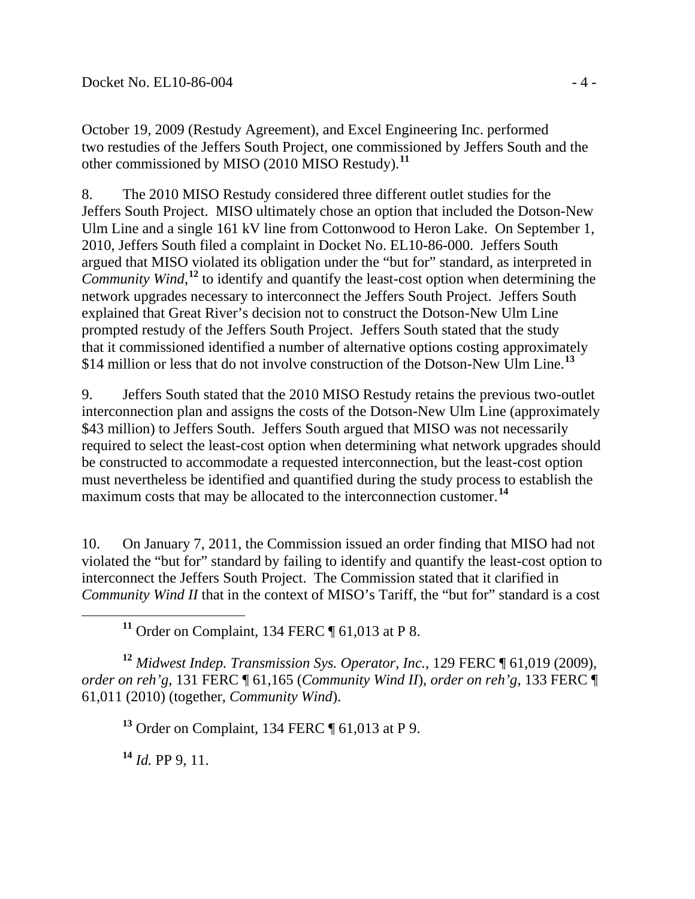October 19, 2009 (Restudy Agreement), and Excel Engineering Inc. performed two restudies of the Jeffers South Project, one commissioned by Jeffers South and the other commissioned by MISO (2010 MISO Restudy).[11]

8. The 2010 MISO Restudy considered three different outlet studies for the Jeffers South Project. MISO ultimately chose an option that included the Dotson-New Ulm Line and a single 161 kV line from Cottonwood to Heron Lake. On September 1, 2010, Jeffers South filed a complaint in Docket No. EL10-86-000. Jeffers South argued that MISO violated its obligation under the "but for" standard, as interpreted in *Community Wind*,[12] to identify and quantify the least-cost option when determining the network upgrades necessary to interconnect the Jeffers South Project. Jeffers South explained that Great River's decision not to construct the Dotson-New Ulm Line prompted restudy of the Jeffers South Project. Jeffers South stated that the study that it commissioned identified a number of alternative options costing approximately $14 million or less that do not involve construction of the Dotson-New Ulm Line.[13]

9. Jeffers South stated that the 2010 MISO Restudy retains the previous two-outlet interconnection plan and assigns the costs of the Dotson-New Ulm Line (approximately $43 million) to Jeffers South. Jeffers South argued that MISO was not necessarily required to select the least-cost option when determining what network upgrades should be constructed to accommodate a requested interconnection, but the least-cost option must nevertheless be identified and quantified during the study process to establish the maximum costs that may be allocated to the interconnection customer.[14]

10. On January 7, 2011, the Commission issued an order finding that MISO had not violated the "but for" standard by failing to identify and quantify the least-cost option to interconnect the Jeffers South Project. The Commission stated that it clarified in *Community Wind II* that in the context of MISO's Tariff, the "but for" standard is a cost

[11] Order on Complaint, 134 FERC ¶ 61,013 at P 8.

[12] *Midwest Indep. Transmission Sys. Operator, Inc.*, 129 FERC ¶ 61,019 (2009), *order on reh'g*, 131 FERC ¶ 61,165 (*Community Wind II*), *order on reh'g*, 133 FERC ¶ 61,011 (2010) (together, *Community Wind*).

[13] Order on Complaint, 134 FERC ¶ 61,013 at P 9.

[14] *Id.* PP 9, 11.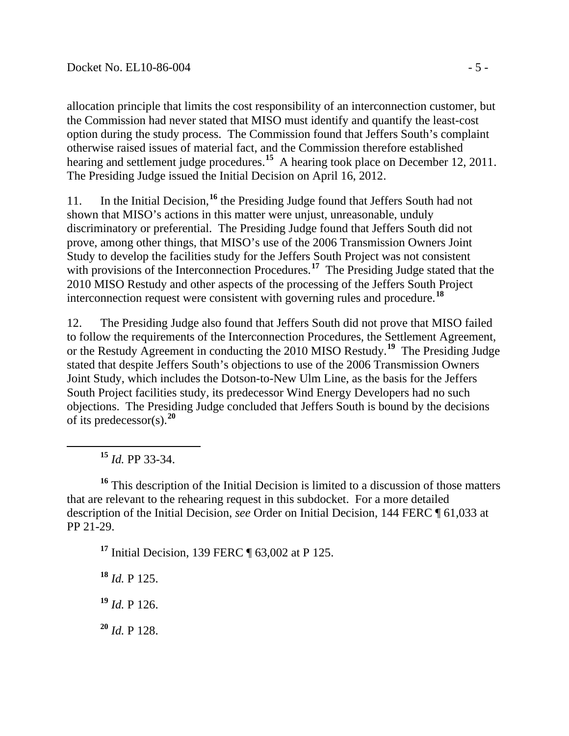allocation principle that limits the cost responsibility of an interconnection customer, but the Commission had never stated that MISO must identify and quantify the least-cost option during the study process. The Commission found that Jeffers South's complaint otherwise raised issues of material fact, and the Commission therefore established hearing and settlement judge procedures.[15] A hearing took place on December 12, 2011. The Presiding Judge issued the Initial Decision on April 16, 2012.

11. In the Initial Decision,[16] the Presiding Judge found that Jeffers South had not shown that MISO's actions in this matter were unjust, unreasonable, unduly discriminatory or preferential. The Presiding Judge found that Jeffers South did not prove, among other things, that MISO's use of the 2006 Transmission Owners Joint Study to develop the facilities study for the Jeffers South Project was not consistent with provisions of the Interconnection Procedures.[17] The Presiding Judge stated that the 2010 MISO Restudy and other aspects of the processing of the Jeffers South Project interconnection request were consistent with governing rules and procedure.[18]

12. The Presiding Judge also found that Jeffers South did not prove that MISO failed to follow the requirements of the Interconnection Procedures, the Settlement Agreement, or the Restudy Agreement in conducting the 2010 MISO Restudy.[19] The Presiding Judge stated that despite Jeffers South's objections to use of the 2006 Transmission Owners Joint Study, which includes the Dotson-to-New Ulm Line, as the basis for the Jeffers South Project facilities study, its predecessor Wind Energy Developers had no such objections. The Presiding Judge concluded that Jeffers South is bound by the decisions of its predecessor(s).[20]

---

[15] *Id.* PP 33-34.

[16] This description of the Initial Decision is limited to a discussion of those matters that are relevant to the rehearing request in this subdocket. For a more detailed description of the Initial Decision, *see* Order on Initial Decision, 144 FERC ¶ 61,033 at PP 21-29.

[17] Initial Decision, 139 FERC ¶ 63,002 at P 125.

[18] *Id.* P 125.

[19] *Id.* P 126.

[20] *Id.* P 128.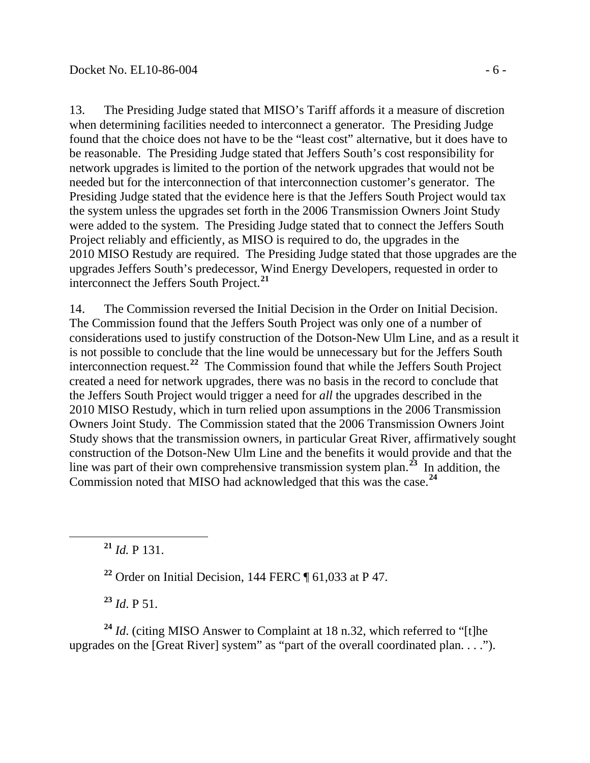13. The Presiding Judge stated that MISO's Tariff affords it a measure of discretion when determining facilities needed to interconnect a generator. The Presiding Judge found that the choice does not have to be the "least cost" alternative, but it does have to be reasonable. The Presiding Judge stated that Jeffers South's cost responsibility for network upgrades is limited to the portion of the network upgrades that would not be needed but for the interconnection of that interconnection customer's generator. The Presiding Judge stated that the evidence here is that the Jeffers South Project would tax the system unless the upgrades set forth in the 2006 Transmission Owners Joint Study were added to the system. The Presiding Judge stated that to connect the Jeffers South Project reliably and efficiently, as MISO is required to do, the upgrades in the 2010 MISO Restudy are required. The Presiding Judge stated that those upgrades are the upgrades Jeffers South's predecessor, Wind Energy Developers, requested in order to interconnect the Jeffers South Project.[21]

14. The Commission reversed the Initial Decision in the Order on Initial Decision. The Commission found that the Jeffers South Project was only one of a number of considerations used to justify construction of the Dotson-New Ulm Line, and as a result it is not possible to conclude that the line would be unnecessary but for the Jeffers South interconnection request.[22] The Commission found that while the Jeffers South Project created a need for network upgrades, there was no basis in the record to conclude that the Jeffers South Project would trigger a need for *all* the upgrades described in the 2010 MISO Restudy, which in turn relied upon assumptions in the 2006 Transmission Owners Joint Study. The Commission stated that the 2006 Transmission Owners Joint Study shows that the transmission owners, in particular Great River, affirmatively sought construction of the Dotson-New Ulm Line and the benefits it would provide and that the line was part of their own comprehensive transmission system plan.[23] In addition, the Commission noted that MISO had acknowledged that this was the case.[24]

---

[21] *Id.* P 131.

[22] Order on Initial Decision, 144 FERC ¶ 61,033 at P 47.

[23] *Id*. P 51.

[24] *Id*. (citing MISO Answer to Complaint at 18 n.32, which referred to "[t]he upgrades on the [Great River] system" as "part of the overall coordinated plan. . . .").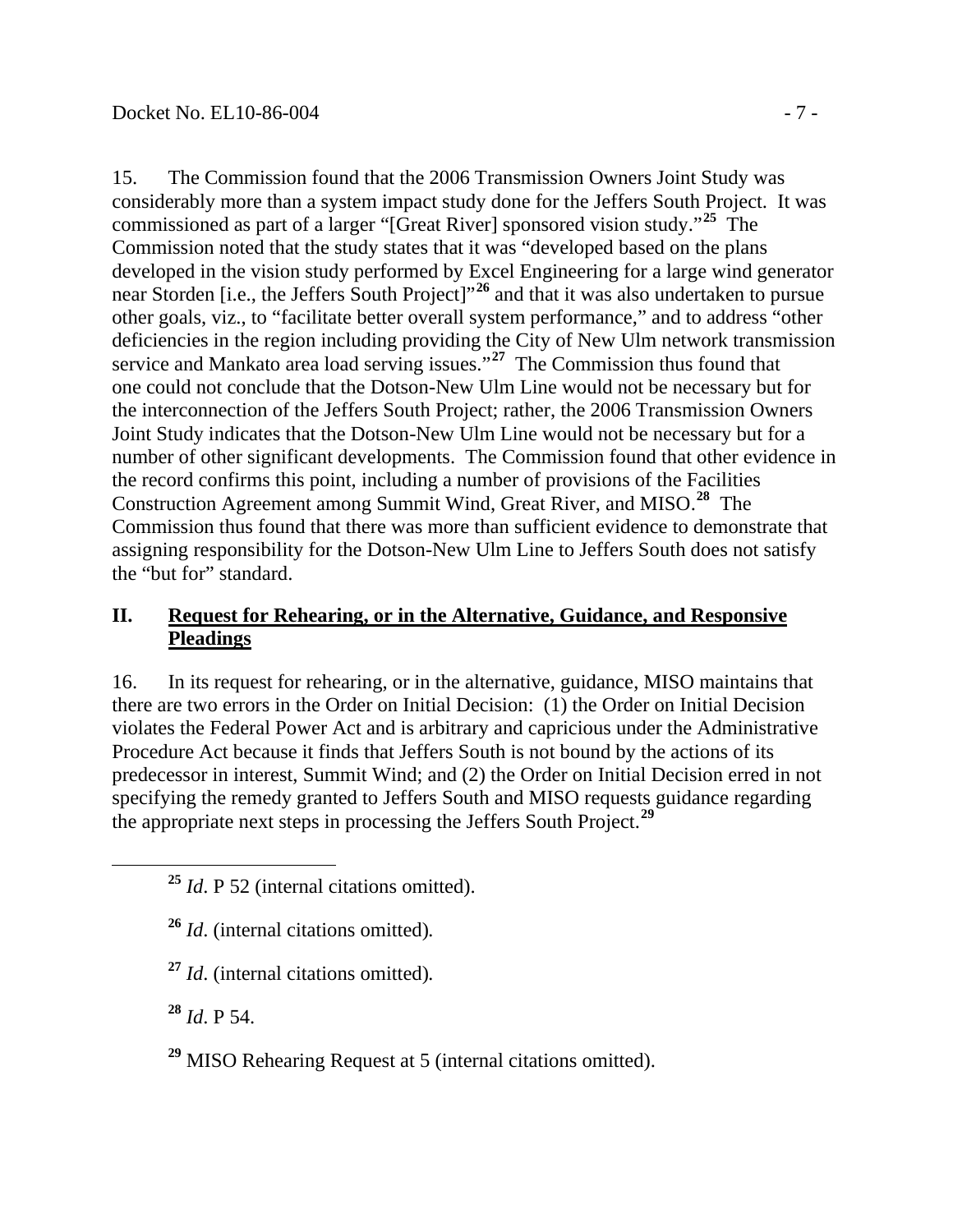15. The Commission found that the 2006 Transmission Owners Joint Study was considerably more than a system impact study done for the Jeffers South Project. It was commissioned as part of a larger "[Great River] sponsored vision study."[25] The Commission noted that the study states that it was "developed based on the plans developed in the vision study performed by Excel Engineering for a large wind generator near Storden [i.e., the Jeffers South Project]"[26] and that it was also undertaken to pursue other goals, viz., to "facilitate better overall system performance," and to address "other deficiencies in the region including providing the City of New Ulm network transmission service and Mankato area load serving issues."[27] The Commission thus found that one could not conclude that the Dotson-New Ulm Line would not be necessary but for the interconnection of the Jeffers South Project; rather, the 2006 Transmission Owners Joint Study indicates that the Dotson-New Ulm Line would not be necessary but for a number of other significant developments. The Commission found that other evidence in the record confirms this point, including a number of provisions of the Facilities Construction Agreement among Summit Wind, Great River, and MISO.[28] The Commission thus found that there was more than sufficient evidence to demonstrate that assigning responsibility for the Dotson-New Ulm Line to Jeffers South does not satisfy the "but for" standard.

## II. Request for Rehearing, or in the Alternative, Guidance, and Responsive Pleadings

16. In its request for rehearing, or in the alternative, guidance, MISO maintains that there are two errors in the Order on Initial Decision: (1) the Order on Initial Decision violates the Federal Power Act and is arbitrary and capricious under the Administrative Procedure Act because it finds that Jeffers South is not bound by the actions of its predecessor in interest, Summit Wind; and (2) the Order on Initial Decision erred in not specifying the remedy granted to Jeffers South and MISO requests guidance regarding the appropriate next steps in processing the Jeffers South Project.[29]

---

[25] *Id*. P 52 (internal citations omitted).

[26] *Id*. (internal citations omitted).

[27] *Id*. (internal citations omitted).

[28] *Id*. P 54.

[29] MISO Rehearing Request at 5 (internal citations omitted).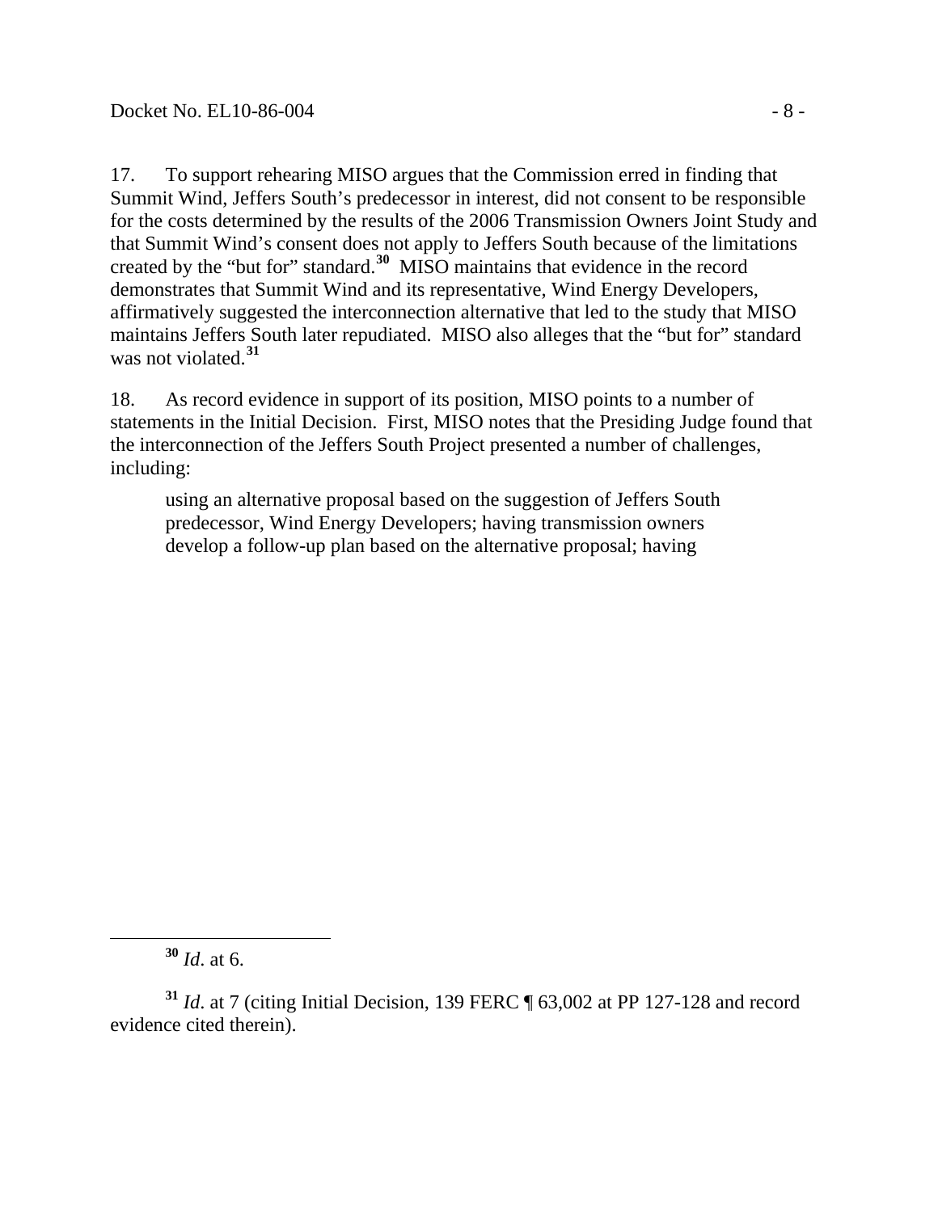17. To support rehearing MISO argues that the Commission erred in finding that Summit Wind, Jeffers South's predecessor in interest, did not consent to be responsible for the costs determined by the results of the 2006 Transmission Owners Joint Study and that Summit Wind's consent does not apply to Jeffers South because of the limitations created by the "but for" standard.[30] MISO maintains that evidence in the record demonstrates that Summit Wind and its representative, Wind Energy Developers, affirmatively suggested the interconnection alternative that led to the study that MISO maintains Jeffers South later repudiated. MISO also alleges that the "but for" standard was not violated.[31]

18. As record evidence in support of its position, MISO points to a number of statements in the Initial Decision. First, MISO notes that the Presiding Judge found that the interconnection of the Jeffers South Project presented a number of challenges, including:

> using an alternative proposal based on the suggestion of Jeffers South predecessor, Wind Energy Developers; having transmission owners develop a follow-up plan based on the alternative proposal; having

---

[30] *Id*. at 6.

[31] *Id*. at 7 (citing Initial Decision, 139 FERC ¶ 63,002 at PP 127-128 and record evidence cited therein).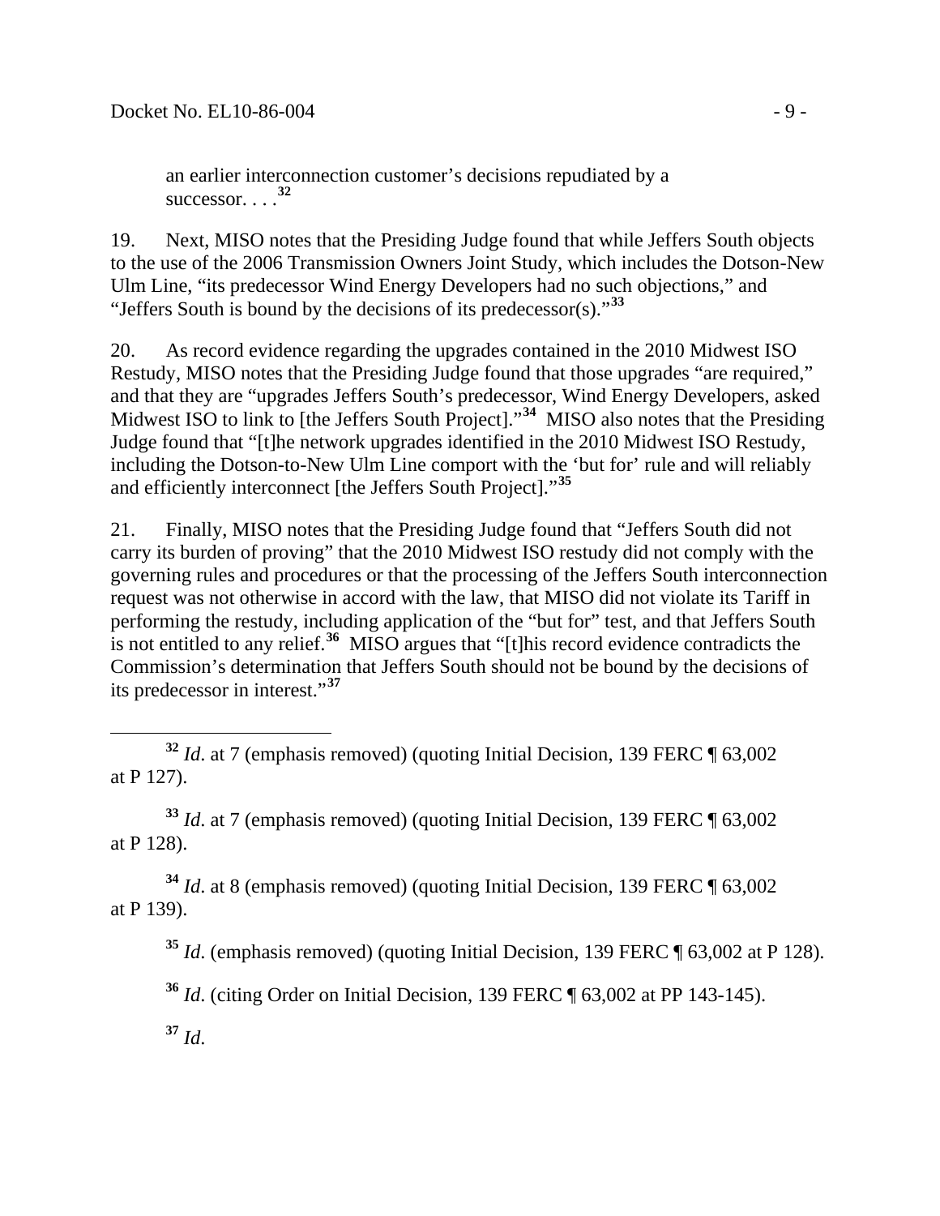an earlier interconnection customer's decisions repudiated by a successor. . . .[32]

19. Next, MISO notes that the Presiding Judge found that while Jeffers South objects to the use of the 2006 Transmission Owners Joint Study, which includes the Dotson-New Ulm Line, "its predecessor Wind Energy Developers had no such objections," and "Jeffers South is bound by the decisions of its predecessor(s)."[33]

20. As record evidence regarding the upgrades contained in the 2010 Midwest ISO Restudy, MISO notes that the Presiding Judge found that those upgrades "are required," and that they are "upgrades Jeffers South's predecessor, Wind Energy Developers, asked Midwest ISO to link to [the Jeffers South Project]."[34] MISO also notes that the Presiding Judge found that "[t]he network upgrades identified in the 2010 Midwest ISO Restudy, including the Dotson-to-New Ulm Line comport with the 'but for' rule and will reliably and efficiently interconnect [the Jeffers South Project]."[35]

21. Finally, MISO notes that the Presiding Judge found that "Jeffers South did not carry its burden of proving" that the 2010 Midwest ISO restudy did not comply with the governing rules and procedures or that the processing of the Jeffers South interconnection request was not otherwise in accord with the law, that MISO did not violate its Tariff in performing the restudy, including application of the "but for" test, and that Jeffers South is not entitled to any relief.[36] MISO argues that "[t]his record evidence contradicts the Commission's determination that Jeffers South should not be bound by the decisions of its predecessor in interest."[37]

---

[32] *Id*. at 7 (emphasis removed) (quoting Initial Decision, 139 FERC ¶ 63,002 at P 127).

[33] *Id*. at 7 (emphasis removed) (quoting Initial Decision, 139 FERC ¶ 63,002 at P 128).

[34] *Id*. at 8 (emphasis removed) (quoting Initial Decision, 139 FERC ¶ 63,002 at P 139).

[35] *Id*. (emphasis removed) (quoting Initial Decision, 139 FERC ¶ 63,002 at P 128).

[36] *Id*. (citing Order on Initial Decision, 139 FERC ¶ 63,002 at PP 143-145).

[37] *Id*.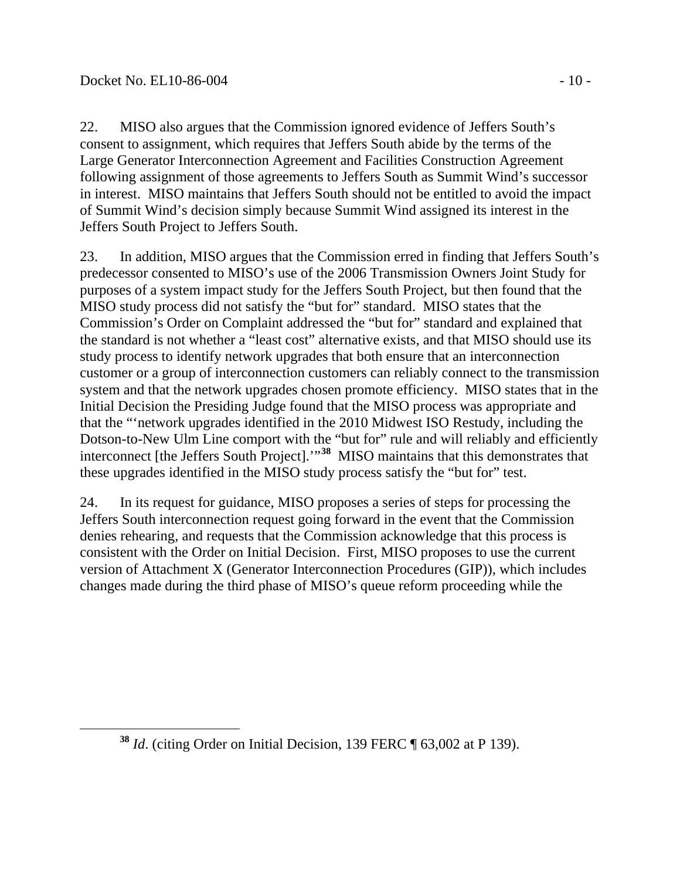22. MISO also argues that the Commission ignored evidence of Jeffers South's consent to assignment, which requires that Jeffers South abide by the terms of the Large Generator Interconnection Agreement and Facilities Construction Agreement following assignment of those agreements to Jeffers South as Summit Wind's successor in interest. MISO maintains that Jeffers South should not be entitled to avoid the impact of Summit Wind's decision simply because Summit Wind assigned its interest in the Jeffers South Project to Jeffers South.

23. In addition, MISO argues that the Commission erred in finding that Jeffers South's predecessor consented to MISO's use of the 2006 Transmission Owners Joint Study for purposes of a system impact study for the Jeffers South Project, but then found that the MISO study process did not satisfy the "but for" standard. MISO states that the Commission's Order on Complaint addressed the "but for" standard and explained that the standard is not whether a "least cost" alternative exists, and that MISO should use its study process to identify network upgrades that both ensure that an interconnection customer or a group of interconnection customers can reliably connect to the transmission system and that the network upgrades chosen promote efficiency. MISO states that in the Initial Decision the Presiding Judge found that the MISO process was appropriate and that the "'network upgrades identified in the 2010 Midwest ISO Restudy, including the Dotson-to-New Ulm Line comport with the "but for" rule and will reliably and efficiently interconnect [the Jeffers South Project].'"[38] MISO maintains that this demonstrates that these upgrades identified in the MISO study process satisfy the "but for" test.

24. In its request for guidance, MISO proposes a series of steps for processing the Jeffers South interconnection request going forward in the event that the Commission denies rehearing, and requests that the Commission acknowledge that this process is consistent with the Order on Initial Decision. First, MISO proposes to use the current version of Attachment X (Generator Interconnection Procedures (GIP)), which includes changes made during the third phase of MISO's queue reform proceeding while the

[38] *Id*. (citing Order on Initial Decision, 139 FERC ¶ 63,002 at P 139).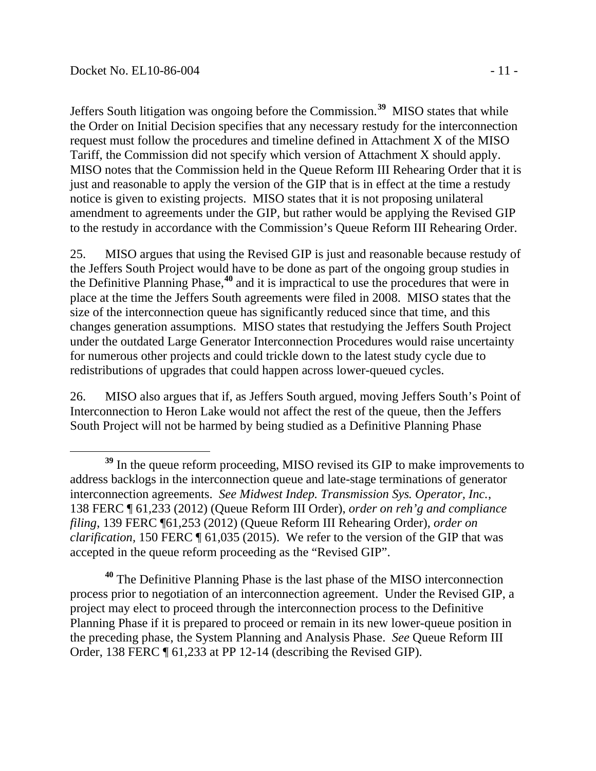Jeffers South litigation was ongoing before the Commission.[39] MISO states that while the Order on Initial Decision specifies that any necessary restudy for the interconnection request must follow the procedures and timeline defined in Attachment X of the MISO Tariff, the Commission did not specify which version of Attachment X should apply. MISO notes that the Commission held in the Queue Reform III Rehearing Order that it is just and reasonable to apply the version of the GIP that is in effect at the time a restudy notice is given to existing projects. MISO states that it is not proposing unilateral amendment to agreements under the GIP, but rather would be applying the Revised GIP to the restudy in accordance with the Commission's Queue Reform III Rehearing Order.

25. MISO argues that using the Revised GIP is just and reasonable because restudy of the Jeffers South Project would have to be done as part of the ongoing group studies in the Definitive Planning Phase,[40] and it is impractical to use the procedures that were in place at the time the Jeffers South agreements were filed in 2008. MISO states that the size of the interconnection queue has significantly reduced since that time, and this changes generation assumptions. MISO states that restudying the Jeffers South Project under the outdated Large Generator Interconnection Procedures would raise uncertainty for numerous other projects and could trickle down to the latest study cycle due to redistributions of upgrades that could happen across lower-queued cycles.

26. MISO also argues that if, as Jeffers South argued, moving Jeffers South's Point of Interconnection to Heron Lake would not affect the rest of the queue, then the Jeffers South Project will not be harmed by being studied as a Definitive Planning Phase

---

[39] In the queue reform proceeding, MISO revised its GIP to make improvements to address backlogs in the interconnection queue and late-stage terminations of generator interconnection agreements. *See Midwest Indep. Transmission Sys. Operator, Inc.*, 138 FERC ¶ 61,233 (2012) (Queue Reform III Order), *order on reh'g and compliance filing*, 139 FERC ¶61,253 (2012) (Queue Reform III Rehearing Order), *order on clarification*, 150 FERC ¶ 61,035 (2015). We refer to the version of the GIP that was accepted in the queue reform proceeding as the "Revised GIP".

[40] The Definitive Planning Phase is the last phase of the MISO interconnection process prior to negotiation of an interconnection agreement. Under the Revised GIP, a project may elect to proceed through the interconnection process to the Definitive Planning Phase if it is prepared to proceed or remain in its new lower-queue position in the preceding phase, the System Planning and Analysis Phase. *See* Queue Reform III Order, 138 FERC ¶ 61,233 at PP 12-14 (describing the Revised GIP).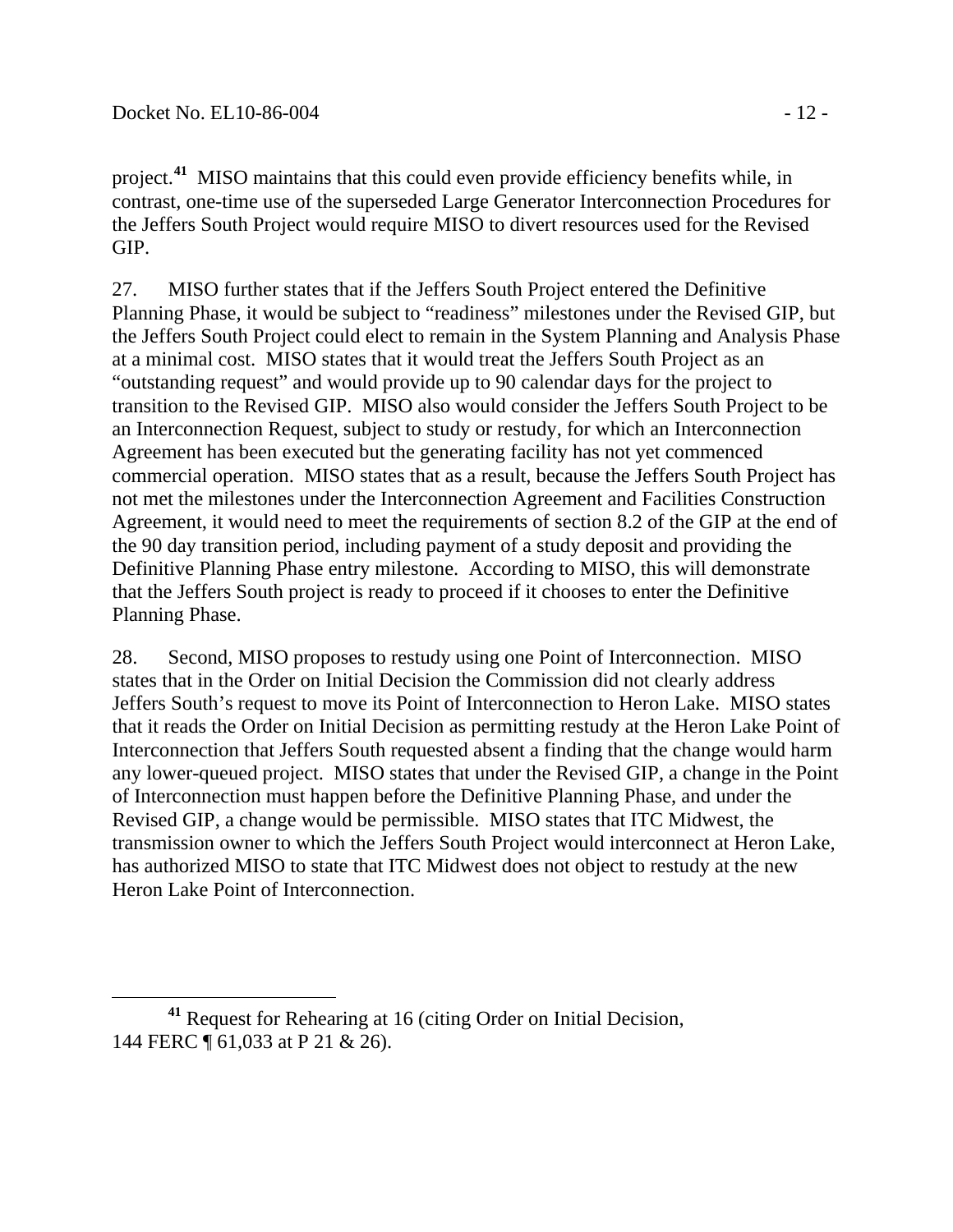project.[41] MISO maintains that this could even provide efficiency benefits while, in contrast, one-time use of the superseded Large Generator Interconnection Procedures for the Jeffers South Project would require MISO to divert resources used for the Revised GIP.

27. MISO further states that if the Jeffers South Project entered the Definitive Planning Phase, it would be subject to "readiness" milestones under the Revised GIP, but the Jeffers South Project could elect to remain in the System Planning and Analysis Phase at a minimal cost. MISO states that it would treat the Jeffers South Project as an "outstanding request" and would provide up to 90 calendar days for the project to transition to the Revised GIP. MISO also would consider the Jeffers South Project to be an Interconnection Request, subject to study or restudy, for which an Interconnection Agreement has been executed but the generating facility has not yet commenced commercial operation. MISO states that as a result, because the Jeffers South Project has not met the milestones under the Interconnection Agreement and Facilities Construction Agreement, it would need to meet the requirements of section 8.2 of the GIP at the end of the 90 day transition period, including payment of a study deposit and providing the Definitive Planning Phase entry milestone. According to MISO, this will demonstrate that the Jeffers South project is ready to proceed if it chooses to enter the Definitive Planning Phase.

28. Second, MISO proposes to restudy using one Point of Interconnection. MISO states that in the Order on Initial Decision the Commission did not clearly address Jeffers South's request to move its Point of Interconnection to Heron Lake. MISO states that it reads the Order on Initial Decision as permitting restudy at the Heron Lake Point of Interconnection that Jeffers South requested absent a finding that the change would harm any lower-queued project. MISO states that under the Revised GIP, a change in the Point of Interconnection must happen before the Definitive Planning Phase, and under the Revised GIP, a change would be permissible. MISO states that ITC Midwest, the transmission owner to which the Jeffers South Project would interconnect at Heron Lake, has authorized MISO to state that ITC Midwest does not object to restudy at the new Heron Lake Point of Interconnection.

[41] Request for Rehearing at 16 (citing Order on Initial Decision, 144 FERC ¶ 61,033 at P 21 & 26).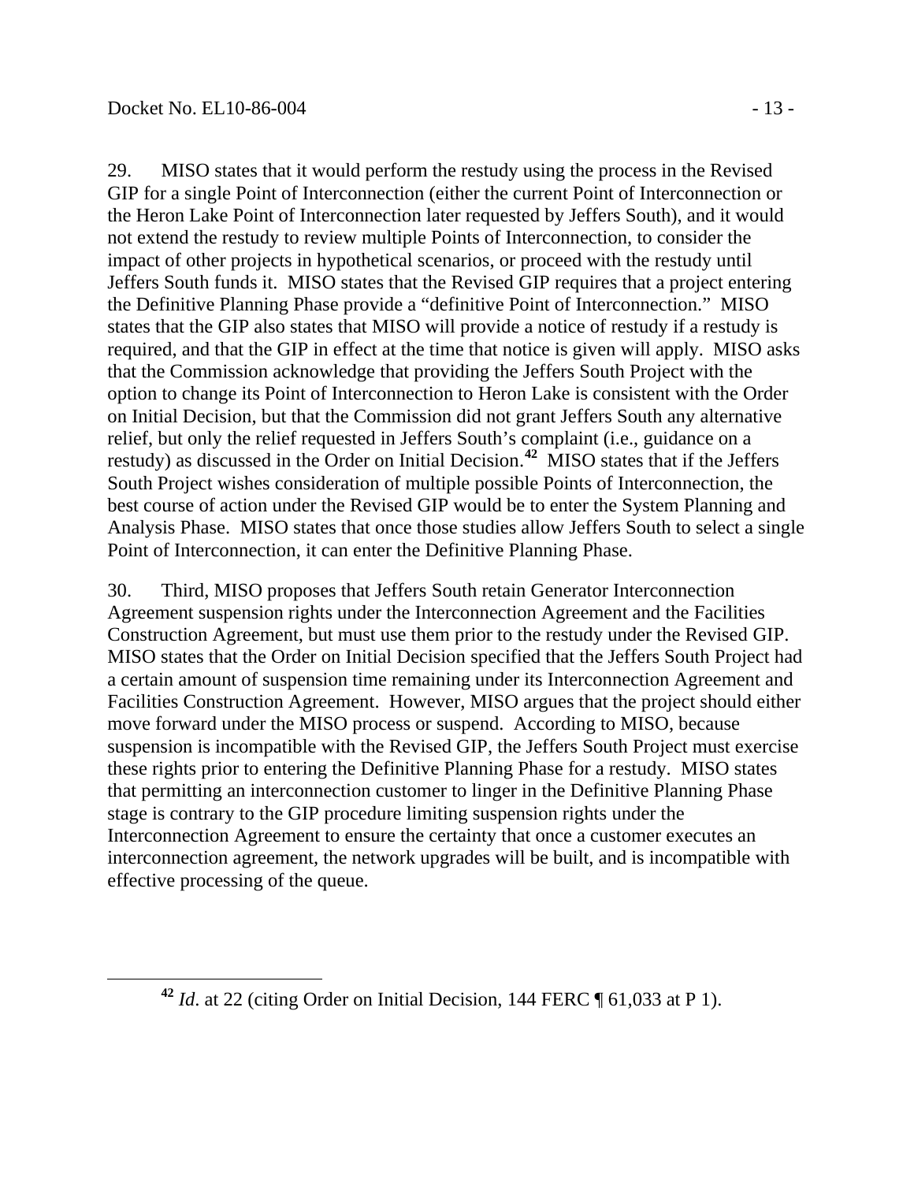29. MISO states that it would perform the restudy using the process in the Revised GIP for a single Point of Interconnection (either the current Point of Interconnection or the Heron Lake Point of Interconnection later requested by Jeffers South), and it would not extend the restudy to review multiple Points of Interconnection, to consider the impact of other projects in hypothetical scenarios, or proceed with the restudy until Jeffers South funds it. MISO states that the Revised GIP requires that a project entering the Definitive Planning Phase provide a "definitive Point of Interconnection." MISO states that the GIP also states that MISO will provide a notice of restudy if a restudy is required, and that the GIP in effect at the time that notice is given will apply. MISO asks that the Commission acknowledge that providing the Jeffers South Project with the option to change its Point of Interconnection to Heron Lake is consistent with the Order on Initial Decision, but that the Commission did not grant Jeffers South any alternative relief, but only the relief requested in Jeffers South's complaint (i.e., guidance on a restudy) as discussed in the Order on Initial Decision.[42] MISO states that if the Jeffers South Project wishes consideration of multiple possible Points of Interconnection, the best course of action under the Revised GIP would be to enter the System Planning and Analysis Phase. MISO states that once those studies allow Jeffers South to select a single Point of Interconnection, it can enter the Definitive Planning Phase.

30. Third, MISO proposes that Jeffers South retain Generator Interconnection Agreement suspension rights under the Interconnection Agreement and the Facilities Construction Agreement, but must use them prior to the restudy under the Revised GIP. MISO states that the Order on Initial Decision specified that the Jeffers South Project had a certain amount of suspension time remaining under its Interconnection Agreement and Facilities Construction Agreement. However, MISO argues that the project should either move forward under the MISO process or suspend. According to MISO, because suspension is incompatible with the Revised GIP, the Jeffers South Project must exercise these rights prior to entering the Definitive Planning Phase for a restudy. MISO states that permitting an interconnection customer to linger in the Definitive Planning Phase stage is contrary to the GIP procedure limiting suspension rights under the Interconnection Agreement to ensure the certainty that once a customer executes an interconnection agreement, the network upgrades will be built, and is incompatible with effective processing of the queue.

[42] *Id*. at 22 (citing Order on Initial Decision, 144 FERC ¶ 61,033 at P 1).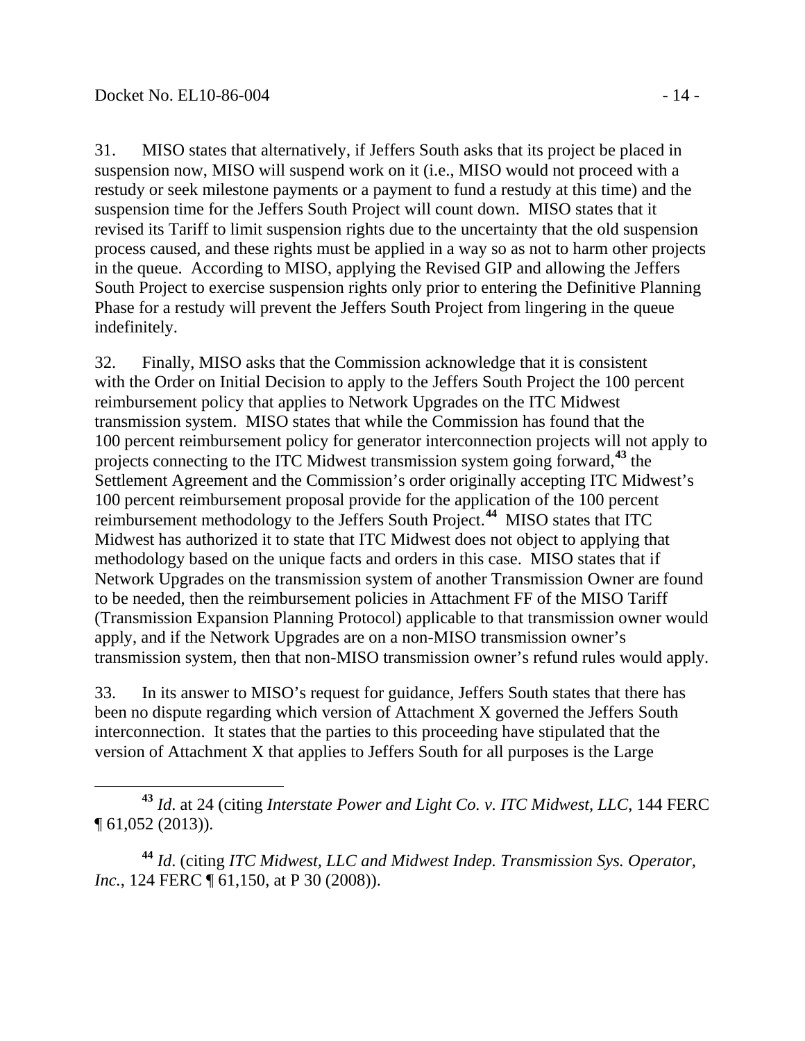31. MISO states that alternatively, if Jeffers South asks that its project be placed in suspension now, MISO will suspend work on it (i.e., MISO would not proceed with a restudy or seek milestone payments or a payment to fund a restudy at this time) and the suspension time for the Jeffers South Project will count down. MISO states that it revised its Tariff to limit suspension rights due to the uncertainty that the old suspension process caused, and these rights must be applied in a way so as not to harm other projects in the queue. According to MISO, applying the Revised GIP and allowing the Jeffers South Project to exercise suspension rights only prior to entering the Definitive Planning Phase for a restudy will prevent the Jeffers South Project from lingering in the queue indefinitely.

32. Finally, MISO asks that the Commission acknowledge that it is consistent with the Order on Initial Decision to apply to the Jeffers South Project the 100 percent reimbursement policy that applies to Network Upgrades on the ITC Midwest transmission system. MISO states that while the Commission has found that the 100 percent reimbursement policy for generator interconnection projects will not apply to projects connecting to the ITC Midwest transmission system going forward,[43] the Settlement Agreement and the Commission's order originally accepting ITC Midwest's 100 percent reimbursement proposal provide for the application of the 100 percent reimbursement methodology to the Jeffers South Project.[44] MISO states that ITC Midwest has authorized it to state that ITC Midwest does not object to applying that methodology based on the unique facts and orders in this case. MISO states that if Network Upgrades on the transmission system of another Transmission Owner are found to be needed, then the reimbursement policies in Attachment FF of the MISO Tariff (Transmission Expansion Planning Protocol) applicable to that transmission owner would apply, and if the Network Upgrades are on a non-MISO transmission owner's transmission system, then that non-MISO transmission owner's refund rules would apply.

33. In its answer to MISO's request for guidance, Jeffers South states that there has been no dispute regarding which version of Attachment X governed the Jeffers South interconnection. It states that the parties to this proceeding have stipulated that the version of Attachment X that applies to Jeffers South for all purposes is the Large

[43] *Id*. at 24 (citing *Interstate Power and Light Co. v. ITC Midwest, LLC*, 144 FERC ¶ 61,052 (2013)).

[44] *Id*. (citing *ITC Midwest, LLC and Midwest Indep. Transmission Sys. Operator, Inc.*, 124 FERC ¶ 61,150, at P 30 (2008)).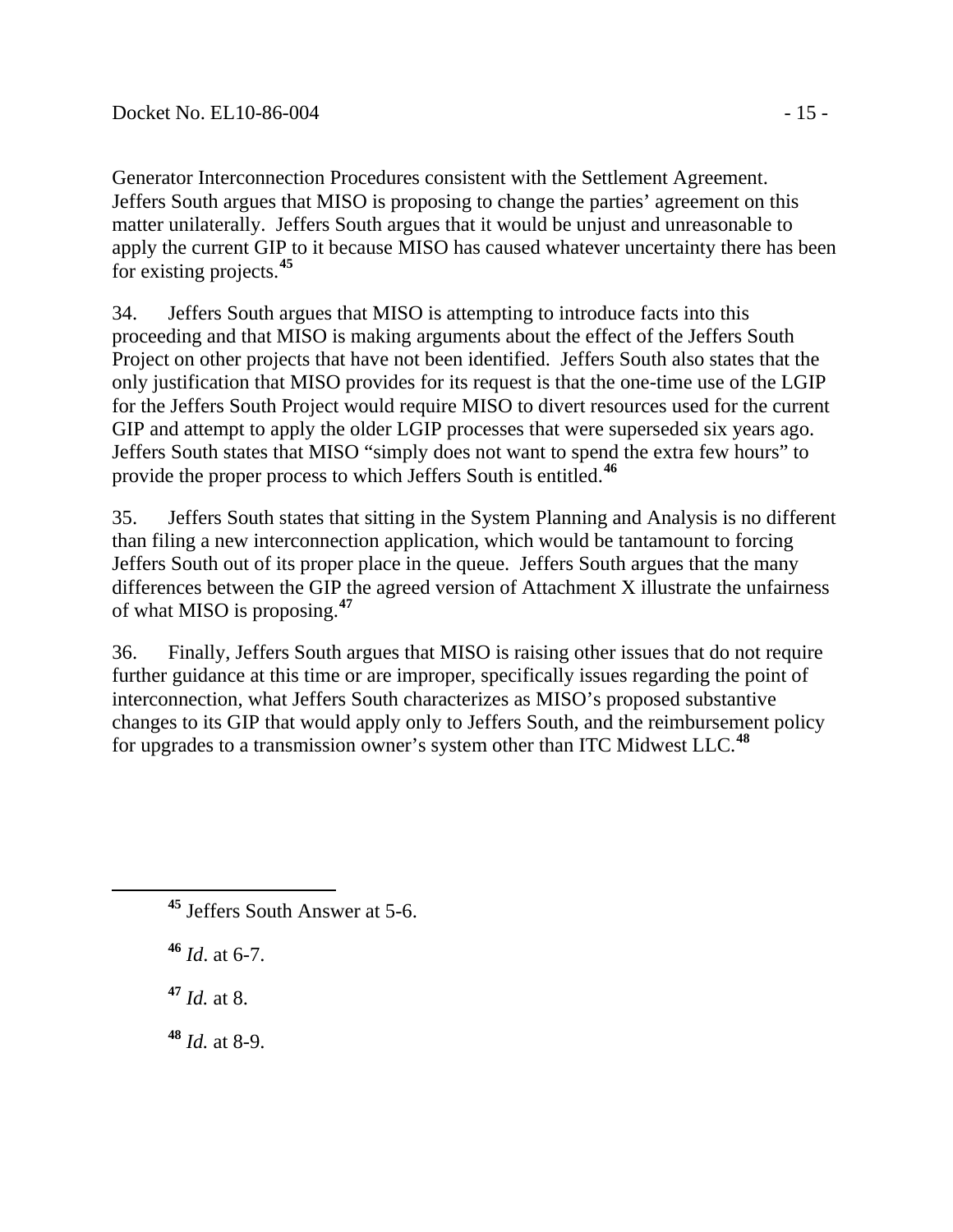Generator Interconnection Procedures consistent with the Settlement Agreement. Jeffers South argues that MISO is proposing to change the parties' agreement on this matter unilaterally. Jeffers South argues that it would be unjust and unreasonable to apply the current GIP to it because MISO has caused whatever uncertainty there has been for existing projects.[45]

34. Jeffers South argues that MISO is attempting to introduce facts into this proceeding and that MISO is making arguments about the effect of the Jeffers South Project on other projects that have not been identified. Jeffers South also states that the only justification that MISO provides for its request is that the one-time use of the LGIP for the Jeffers South Project would require MISO to divert resources used for the current GIP and attempt to apply the older LGIP processes that were superseded six years ago. Jeffers South states that MISO "simply does not want to spend the extra few hours" to provide the proper process to which Jeffers South is entitled.[46]

35. Jeffers South states that sitting in the System Planning and Analysis is no different than filing a new interconnection application, which would be tantamount to forcing Jeffers South out of its proper place in the queue. Jeffers South argues that the many differences between the GIP the agreed version of Attachment X illustrate the unfairness of what MISO is proposing.[47]

36. Finally, Jeffers South argues that MISO is raising other issues that do not require further guidance at this time or are improper, specifically issues regarding the point of interconnection, what Jeffers South characterizes as MISO's proposed substantive changes to its GIP that would apply only to Jeffers South, and the reimbursement policy for upgrades to a transmission owner's system other than ITC Midwest LLC.[48]

---

[45] Jeffers South Answer at 5-6.

[46] *Id*. at 6-7.

[47] *Id.* at 8.

[48] *Id.* at 8-9.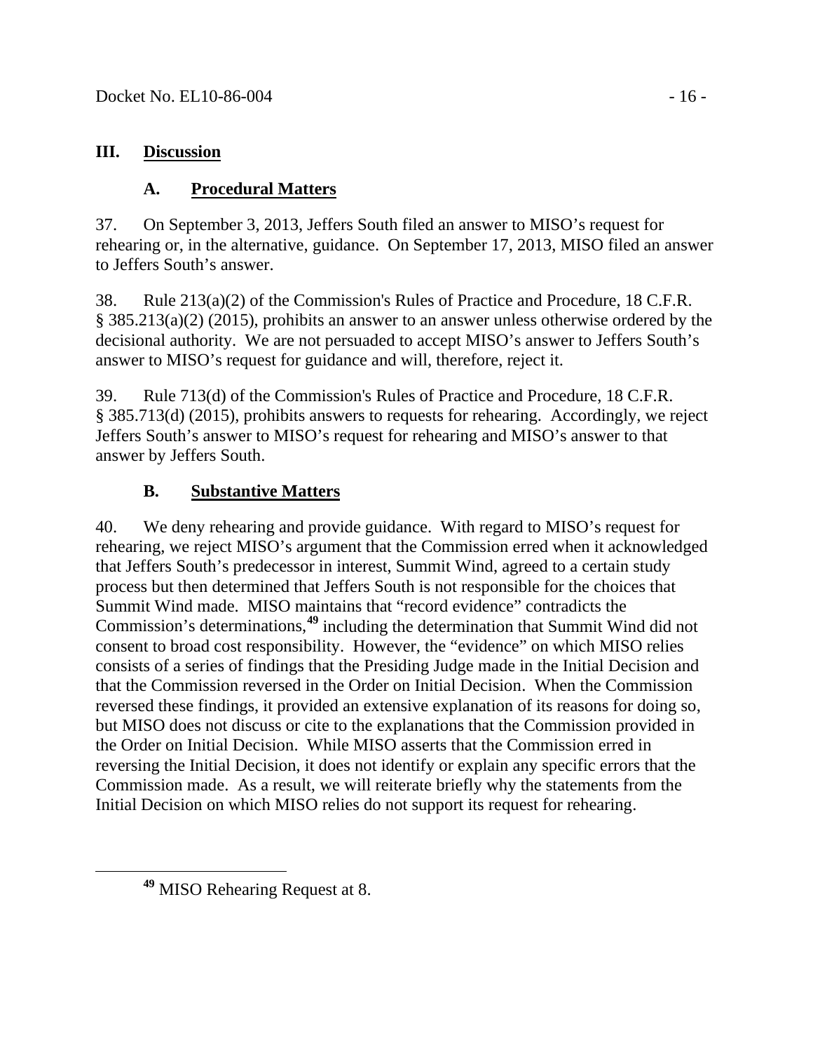## III. Discussion

### A. Procedural Matters

37. On September 3, 2013, Jeffers South filed an answer to MISO's request for rehearing or, in the alternative, guidance. On September 17, 2013, MISO filed an answer to Jeffers South's answer.

38. Rule 213(a)(2) of the Commission's Rules of Practice and Procedure, 18 C.F.R. § 385.213(a)(2) (2015), prohibits an answer to an answer unless otherwise ordered by the decisional authority. We are not persuaded to accept MISO's answer to Jeffers South's answer to MISO's request for guidance and will, therefore, reject it.

39. Rule 713(d) of the Commission's Rules of Practice and Procedure, 18 C.F.R. § 385.713(d) (2015), prohibits answers to requests for rehearing. Accordingly, we reject Jeffers South's answer to MISO's request for rehearing and MISO's answer to that answer by Jeffers South.

### B. Substantive Matters

40. We deny rehearing and provide guidance. With regard to MISO's request for rehearing, we reject MISO's argument that the Commission erred when it acknowledged that Jeffers South's predecessor in interest, Summit Wind, agreed to a certain study process but then determined that Jeffers South is not responsible for the choices that Summit Wind made. MISO maintains that "record evidence" contradicts the Commission's determinations,[49] including the determination that Summit Wind did not consent to broad cost responsibility. However, the "evidence" on which MISO relies consists of a series of findings that the Presiding Judge made in the Initial Decision and that the Commission reversed in the Order on Initial Decision. When the Commission reversed these findings, it provided an extensive explanation of its reasons for doing so, but MISO does not discuss or cite to the explanations that the Commission provided in the Order on Initial Decision. While MISO asserts that the Commission erred in reversing the Initial Decision, it does not identify or explain any specific errors that the Commission made. As a result, we will reiterate briefly why the statements from the Initial Decision on which MISO relies do not support its request for rehearing.

[49] MISO Rehearing Request at 8.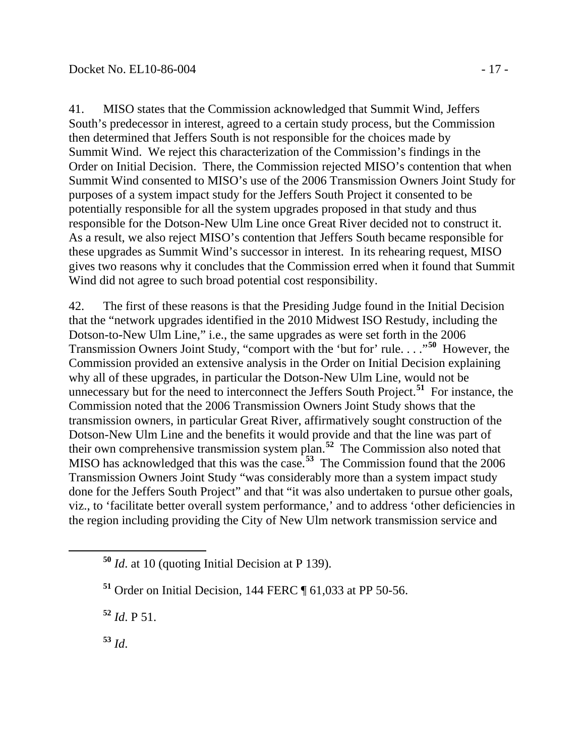41. MISO states that the Commission acknowledged that Summit Wind, Jeffers South's predecessor in interest, agreed to a certain study process, but the Commission then determined that Jeffers South is not responsible for the choices made by Summit Wind. We reject this characterization of the Commission's findings in the Order on Initial Decision. There, the Commission rejected MISO's contention that when Summit Wind consented to MISO's use of the 2006 Transmission Owners Joint Study for purposes of a system impact study for the Jeffers South Project it consented to be potentially responsible for all the system upgrades proposed in that study and thus responsible for the Dotson-New Ulm Line once Great River decided not to construct it. As a result, we also reject MISO's contention that Jeffers South became responsible for these upgrades as Summit Wind's successor in interest. In its rehearing request, MISO gives two reasons why it concludes that the Commission erred when it found that Summit Wind did not agree to such broad potential cost responsibility.

42. The first of these reasons is that the Presiding Judge found in the Initial Decision that the "network upgrades identified in the 2010 Midwest ISO Restudy, including the Dotson-to-New Ulm Line," i.e., the same upgrades as were set forth in the 2006 Transmission Owners Joint Study, "comport with the 'but for' rule. . . ."[50] However, the Commission provided an extensive analysis in the Order on Initial Decision explaining why all of these upgrades, in particular the Dotson-New Ulm Line, would not be unnecessary but for the need to interconnect the Jeffers South Project.[51] For instance, the Commission noted that the 2006 Transmission Owners Joint Study shows that the transmission owners, in particular Great River, affirmatively sought construction of the Dotson-New Ulm Line and the benefits it would provide and that the line was part of their own comprehensive transmission system plan.[52] The Commission also noted that MISO has acknowledged that this was the case.[53] The Commission found that the 2006 Transmission Owners Joint Study "was considerably more than a system impact study done for the Jeffers South Project" and that "it was also undertaken to pursue other goals, viz., to 'facilitate better overall system performance,' and to address 'other deficiencies in the region including providing the City of New Ulm network transmission service and

[50] *Id*. at 10 (quoting Initial Decision at P 139).

[51] Order on Initial Decision, 144 FERC ¶ 61,033 at PP 50-56.

[52] *Id*. P 51.

[53] *Id*.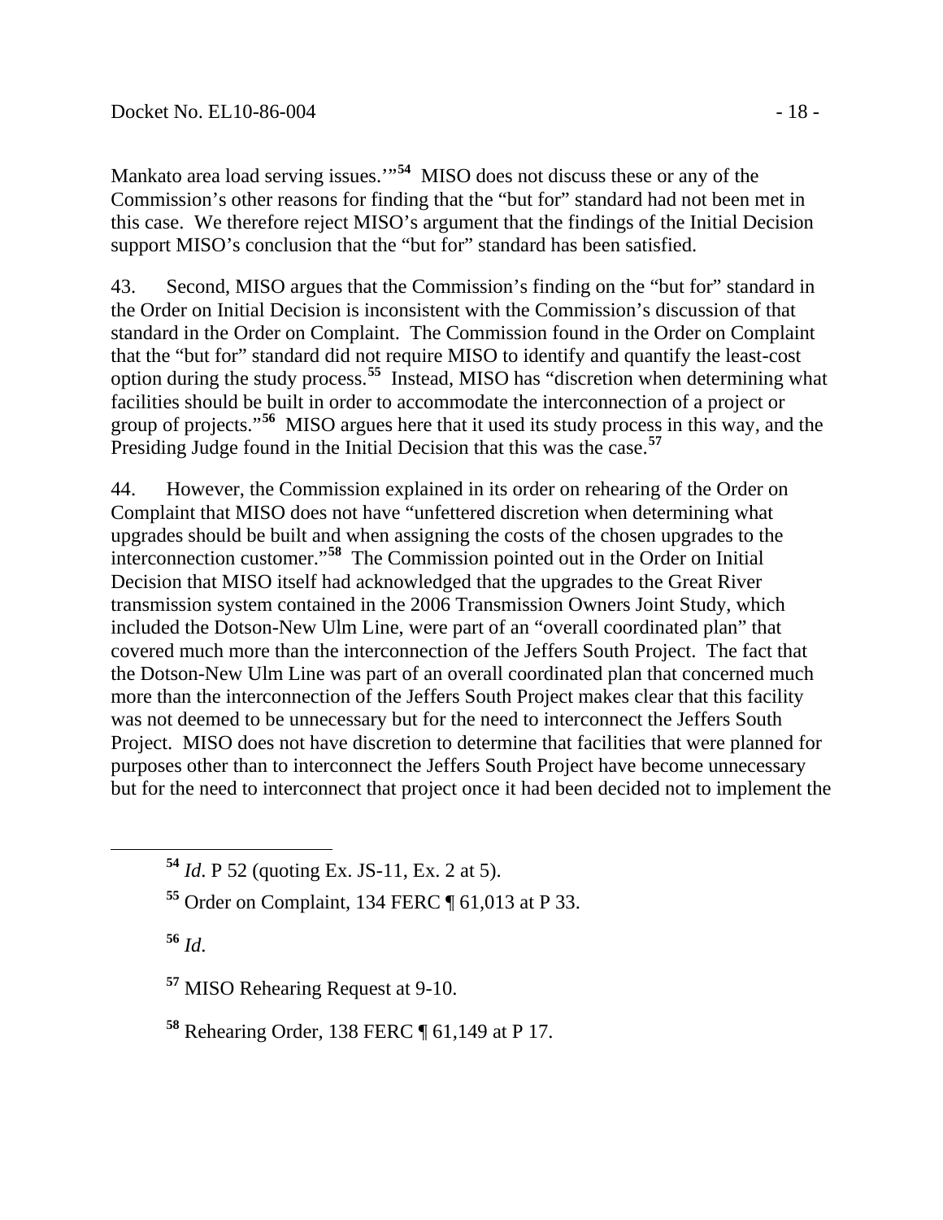Mankato area load serving issues.'"[54] MISO does not discuss these or any of the Commission's other reasons for finding that the "but for" standard had not been met in this case. We therefore reject MISO's argument that the findings of the Initial Decision support MISO's conclusion that the "but for" standard has been satisfied.

43. Second, MISO argues that the Commission's finding on the "but for" standard in the Order on Initial Decision is inconsistent with the Commission's discussion of that standard in the Order on Complaint. The Commission found in the Order on Complaint that the "but for" standard did not require MISO to identify and quantify the least-cost option during the study process.[55] Instead, MISO has "discretion when determining what facilities should be built in order to accommodate the interconnection of a project or group of projects."[56] MISO argues here that it used its study process in this way, and the Presiding Judge found in the Initial Decision that this was the case.[57]

44. However, the Commission explained in its order on rehearing of the Order on Complaint that MISO does not have "unfettered discretion when determining what upgrades should be built and when assigning the costs of the chosen upgrades to the interconnection customer."[58] The Commission pointed out in the Order on Initial Decision that MISO itself had acknowledged that the upgrades to the Great River transmission system contained in the 2006 Transmission Owners Joint Study, which included the Dotson-New Ulm Line, were part of an "overall coordinated plan" that covered much more than the interconnection of the Jeffers South Project. The fact that the Dotson-New Ulm Line was part of an overall coordinated plan that concerned much more than the interconnection of the Jeffers South Project makes clear that this facility was not deemed to be unnecessary but for the need to interconnect the Jeffers South Project. MISO does not have discretion to determine that facilities that were planned for purposes other than to interconnect the Jeffers South Project have become unnecessary but for the need to interconnect that project once it had been decided not to implement the

[54] *Id*. P 52 (quoting Ex. JS-11, Ex. 2 at 5).

[55] Order on Complaint, 134 FERC ¶ 61,013 at P 33.

[56] *Id*.

[57] MISO Rehearing Request at 9-10.

[58] Rehearing Order, 138 FERC ¶ 61,149 at P 17.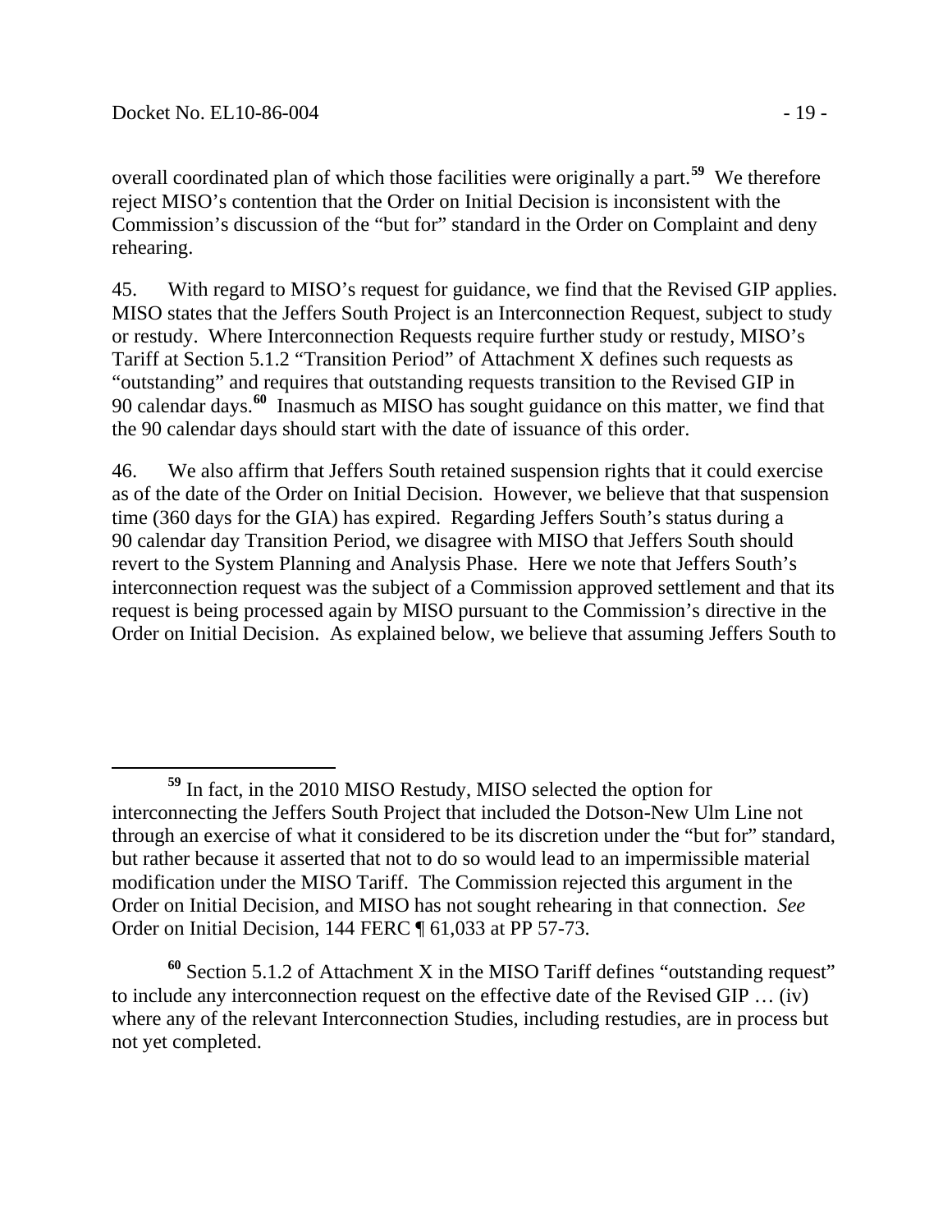overall coordinated plan of which those facilities were originally a part.[59] We therefore reject MISO's contention that the Order on Initial Decision is inconsistent with the Commission's discussion of the "but for" standard in the Order on Complaint and deny rehearing.

45. With regard to MISO's request for guidance, we find that the Revised GIP applies. MISO states that the Jeffers South Project is an Interconnection Request, subject to study or restudy. Where Interconnection Requests require further study or restudy, MISO's Tariff at Section 5.1.2 "Transition Period" of Attachment X defines such requests as "outstanding" and requires that outstanding requests transition to the Revised GIP in 90 calendar days.[60] Inasmuch as MISO has sought guidance on this matter, we find that the 90 calendar days should start with the date of issuance of this order.

46. We also affirm that Jeffers South retained suspension rights that it could exercise as of the date of the Order on Initial Decision. However, we believe that that suspension time (360 days for the GIA) has expired. Regarding Jeffers South's status during a 90 calendar day Transition Period, we disagree with MISO that Jeffers South should revert to the System Planning and Analysis Phase. Here we note that Jeffers South's interconnection request was the subject of a Commission approved settlement and that its request is being processed again by MISO pursuant to the Commission's directive in the Order on Initial Decision. As explained below, we believe that assuming Jeffers South to

---

[59] In fact, in the 2010 MISO Restudy, MISO selected the option for interconnecting the Jeffers South Project that included the Dotson-New Ulm Line not through an exercise of what it considered to be its discretion under the "but for" standard, but rather because it asserted that not to do so would lead to an impermissible material modification under the MISO Tariff. The Commission rejected this argument in the Order on Initial Decision, and MISO has not sought rehearing in that connection. *See* Order on Initial Decision, 144 FERC ¶ 61,033 at PP 57-73.

[60] Section 5.1.2 of Attachment X in the MISO Tariff defines "outstanding request" to include any interconnection request on the effective date of the Revised GIP … (iv) where any of the relevant Interconnection Studies, including restudies, are in process but not yet completed.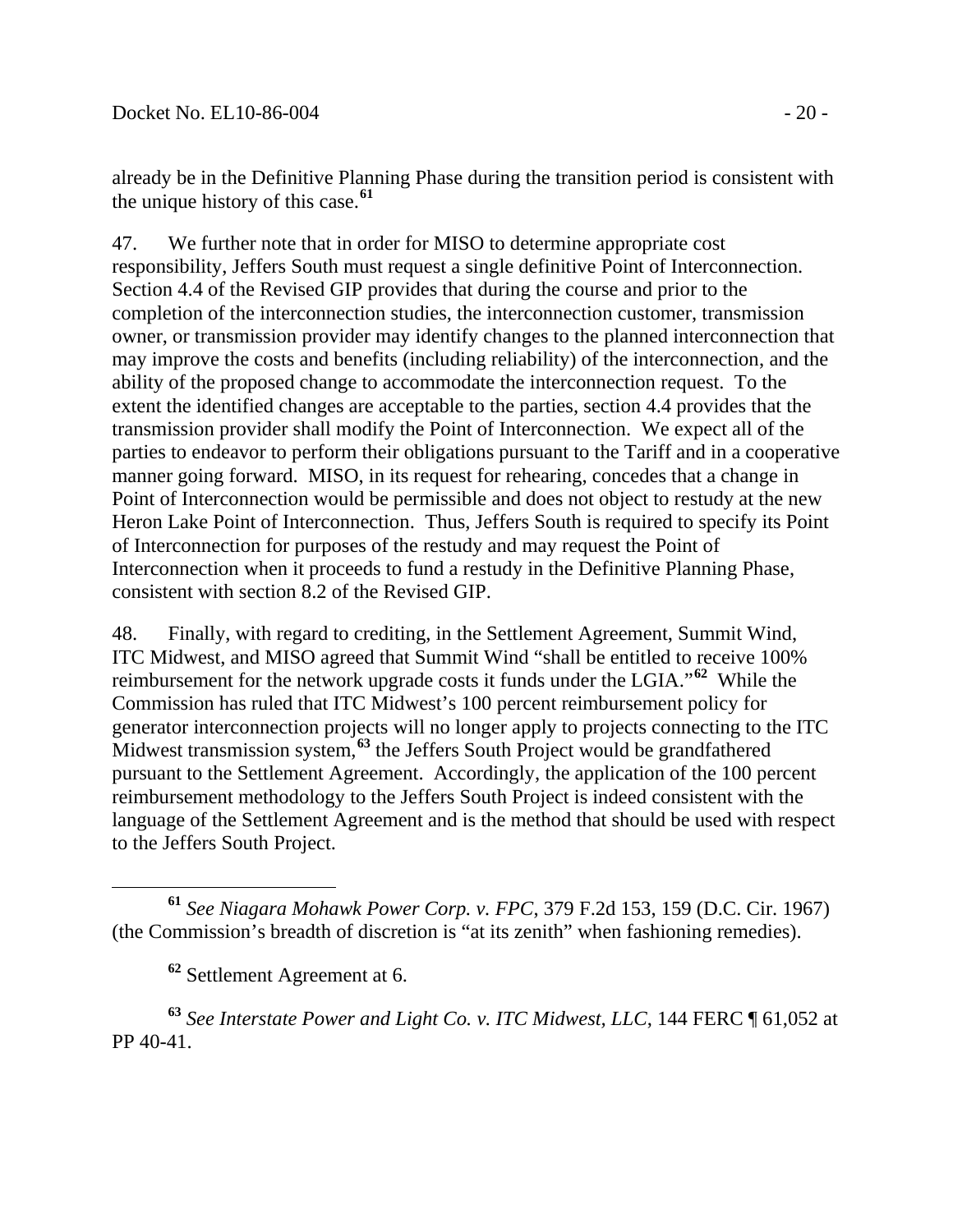already be in the Definitive Planning Phase during the transition period is consistent with the unique history of this case.[61]

47. We further note that in order for MISO to determine appropriate cost responsibility, Jeffers South must request a single definitive Point of Interconnection. Section 4.4 of the Revised GIP provides that during the course and prior to the completion of the interconnection studies, the interconnection customer, transmission owner, or transmission provider may identify changes to the planned interconnection that may improve the costs and benefits (including reliability) of the interconnection, and the ability of the proposed change to accommodate the interconnection request. To the extent the identified changes are acceptable to the parties, section 4.4 provides that the transmission provider shall modify the Point of Interconnection. We expect all of the parties to endeavor to perform their obligations pursuant to the Tariff and in a cooperative manner going forward. MISO, in its request for rehearing, concedes that a change in Point of Interconnection would be permissible and does not object to restudy at the new Heron Lake Point of Interconnection. Thus, Jeffers South is required to specify its Point of Interconnection for purposes of the restudy and may request the Point of Interconnection when it proceeds to fund a restudy in the Definitive Planning Phase, consistent with section 8.2 of the Revised GIP.

48. Finally, with regard to crediting, in the Settlement Agreement, Summit Wind, ITC Midwest, and MISO agreed that Summit Wind "shall be entitled to receive 100% reimbursement for the network upgrade costs it funds under the LGIA."[62] While the Commission has ruled that ITC Midwest's 100 percent reimbursement policy for generator interconnection projects will no longer apply to projects connecting to the ITC Midwest transmission system,[63] the Jeffers South Project would be grandfathered pursuant to the Settlement Agreement. Accordingly, the application of the 100 percent reimbursement methodology to the Jeffers South Project is indeed consistent with the language of the Settlement Agreement and is the method that should be used with respect to the Jeffers South Project.

---

[61] *See Niagara Mohawk Power Corp. v. FPC*, 379 F.2d 153, 159 (D.C. Cir. 1967) (the Commission's breadth of discretion is "at its zenith" when fashioning remedies).

[62] Settlement Agreement at 6.

[63] *See Interstate Power and Light Co. v. ITC Midwest, LLC*, 144 FERC ¶ 61,052 at PP 40-41.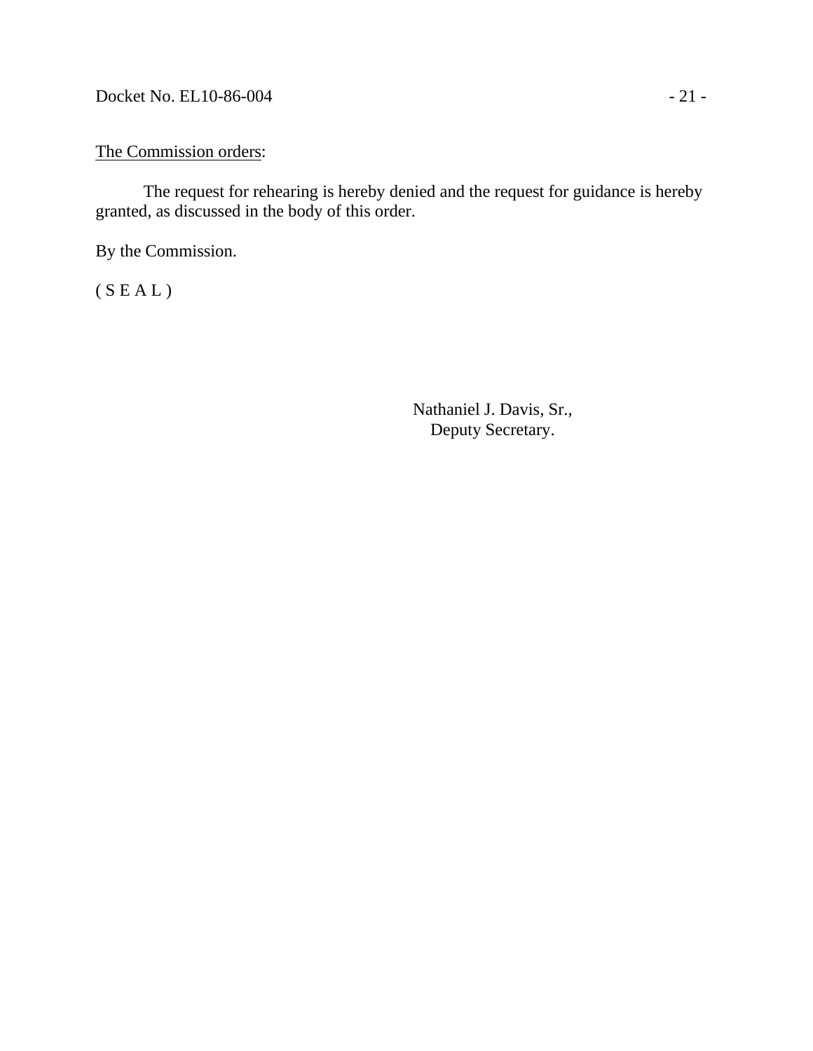The Commission orders:

The request for rehearing is hereby denied and the request for guidance is hereby granted, as discussed in the body of this order.

By the Commission.

( S E A L )

Nathaniel J. Davis, Sr.,
Deputy Secretary.